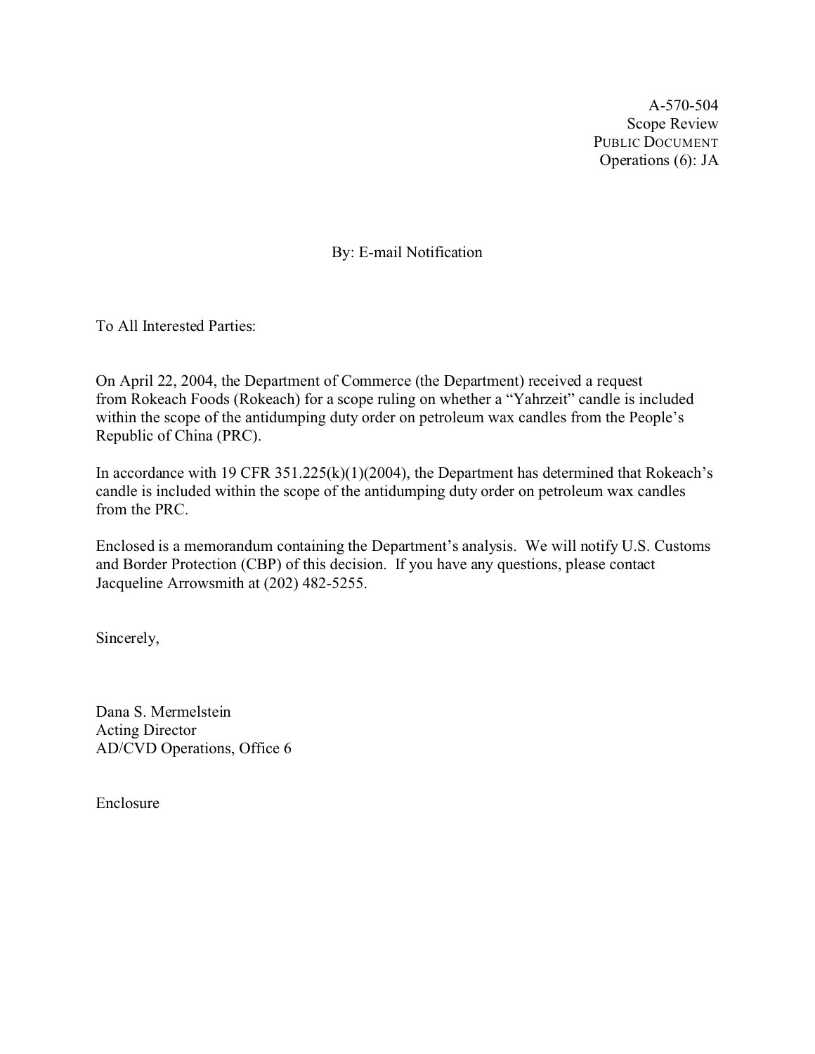A-570-504
Scope Review
PUBLIC DOCUMENT
Operations (6): JA

By: E-mail Notification

To All Interested Parties:

On April 22, 2004, the Department of Commerce (the Department) received a request from Rokeach Foods (Rokeach) for a scope ruling on whether a "Yahrzeit" candle is included within the scope of the antidumping duty order on petroleum wax candles from the People's Republic of China (PRC).

In accordance with 19 CFR 351.225(k)(1)(2004), the Department has determined that Rokeach's candle is included within the scope of the antidumping duty order on petroleum wax candles from the PRC.

Enclosed is a memorandum containing the Department's analysis. We will notify U.S. Customs and Border Protection (CBP) of this decision. If you have any questions, please contact Jacqueline Arrowsmith at (202) 482-5255.

Sincerely,

Dana S. Mermelstein
Acting Director
AD/CVD Operations, Office 6

Enclosure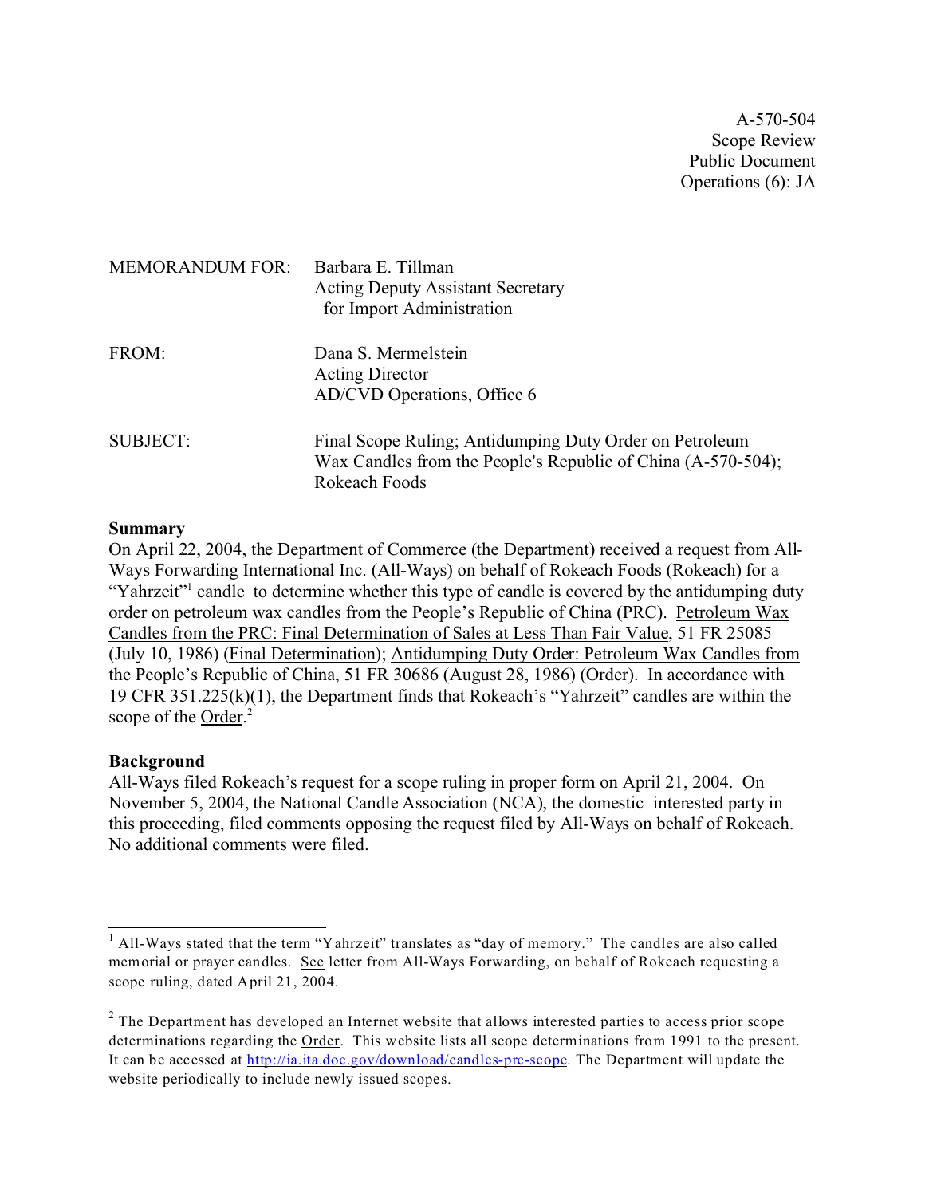A-570-504
Scope Review
Public Document
Operations (6): JA

MEMORANDUM FOR: Barbara E. Tillman
Acting Deputy Assistant Secretary
for Import Administration

FROM: Dana S. Mermelstein
Acting Director
AD/CVD Operations, Office 6

SUBJECT: Final Scope Ruling; Antidumping Duty Order on Petroleum Wax Candles from the People's Republic of China (A-570-504); Rokeach Foods

**Summary**

On April 22, 2004, the Department of Commerce (the Department) received a request from All-Ways Forwarding International Inc. (All-Ways) on behalf of Rokeach Foods (Rokeach) for a "Yahrzeit"[1] candle to determine whether this type of candle is covered by the antidumping duty order on petroleum wax candles from the People's Republic of China (PRC). Petroleum Wax Candles from the PRC: Final Determination of Sales at Less Than Fair Value, 51 FR 25085 (July 10, 1986) (Final Determination); Antidumping Duty Order: Petroleum Wax Candles from the People's Republic of China, 51 FR 30686 (August 28, 1986) (Order). In accordance with 19 CFR 351.225(k)(1), the Department finds that Rokeach's "Yahrzeit" candles are within the scope of the Order.[2]

**Background**

All-Ways filed Rokeach's request for a scope ruling in proper form on April 21, 2004. On November 5, 2004, the National Candle Association (NCA), the domestic interested party in this proceeding, filed comments opposing the request filed by All-Ways on behalf of Rokeach. No additional comments were filed.

---

[1] All-Ways stated that the term "Yahrzeit" translates as "day of memory." The candles are also called memorial or prayer candles. See letter from All-Ways Forwarding, on behalf of Rokeach requesting a scope ruling, dated April 21, 2004.

[2] The Department has developed an Internet website that allows interested parties to access prior scope determinations regarding the Order. This website lists all scope determinations from 1991 to the present. It can be accessed at http://ia.ita.doc.gov/download/candles-prc-scope. The Department will update the website periodically to include newly issued scopes.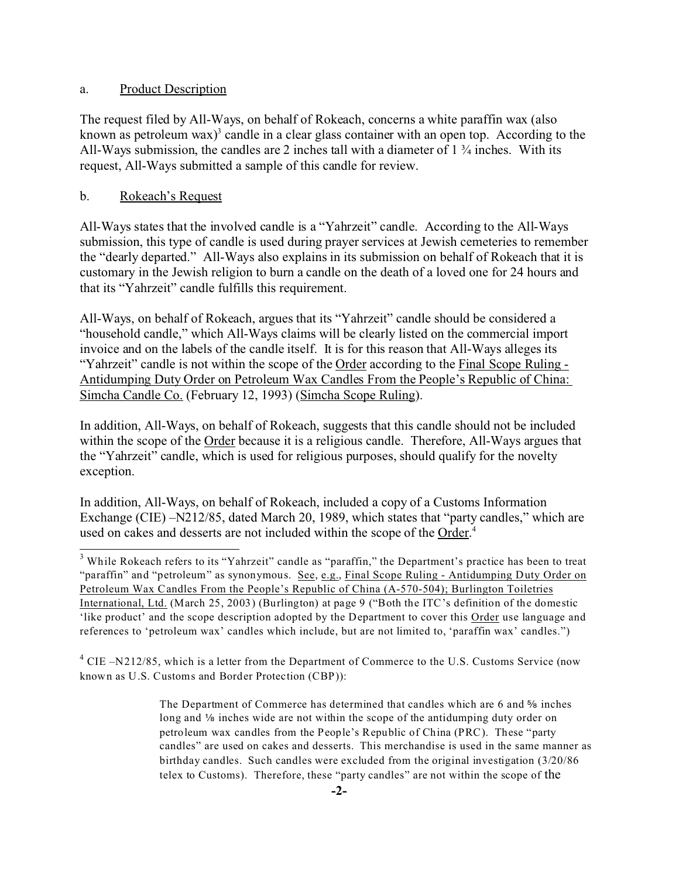a. Product Description

The request filed by All-Ways, on behalf of Rokeach, concerns a white paraffin wax (also known as petroleum wax)[3] candle in a clear glass container with an open top. According to the All-Ways submission, the candles are 2 inches tall with a diameter of 1 ¾ inches. With its request, All-Ways submitted a sample of this candle for review.

b. Rokeach's Request

All-Ways states that the involved candle is a "Yahrzeit" candle. According to the All-Ways submission, this type of candle is used during prayer services at Jewish cemeteries to remember the "dearly departed." All-Ways also explains in its submission on behalf of Rokeach that it is customary in the Jewish religion to burn a candle on the death of a loved one for 24 hours and that its "Yahrzeit" candle fulfills this requirement.

All-Ways, on behalf of Rokeach, argues that its "Yahrzeit" candle should be considered a "household candle," which All-Ways claims will be clearly listed on the commercial import invoice and on the labels of the candle itself. It is for this reason that All-Ways alleges its "Yahrzeit" candle is not within the scope of the Order according to the Final Scope Ruling - Antidumping Duty Order on Petroleum Wax Candles From the People's Republic of China: Simcha Candle Co. (February 12, 1993) (Simcha Scope Ruling).

In addition, All-Ways, on behalf of Rokeach, suggests that this candle should not be included within the scope of the Order because it is a religious candle. Therefore, All-Ways argues that the "Yahrzeit" candle, which is used for religious purposes, should qualify for the novelty exception.

In addition, All-Ways, on behalf of Rokeach, included a copy of a Customs Information Exchange (CIE) –N212/85, dated March 20, 1989, which states that "party candles," which are used on cakes and desserts are not included within the scope of the Order.[4]

---

[3] While Rokeach refers to its "Yahrzeit" candle as "paraffin," the Department's practice has been to treat "paraffin" and "petroleum" as synonymous. See, e.g., Final Scope Ruling - Antidumping Duty Order on Petroleum Wax Candles From the People's Republic of China (A-570-504); Burlington Toiletries International, Ltd. (March 25, 2003) (Burlington) at page 9 ("Both the ITC's definition of the domestic 'like product' and the scope description adopted by the Department to cover this Order use language and references to 'petroleum wax' candles which include, but are not limited to, 'paraffin wax' candles.")

[4] CIE –N212/85, which is a letter from the Department of Commerce to the U.S. Customs Service (now known as U.S. Customs and Border Protection (CBP)):

> The Department of Commerce has determined that candles which are 6 and ⅝ inches long and ⅛ inches wide are not within the scope of the antidumping duty order on petroleum wax candles from the People's Republic of China (PRC). These "party candles" are used on cakes and desserts. This merchandise is used in the same manner as birthday candles. Such candles were excluded from the original investigation (3/20/86 telex to Customs). Therefore, these "party candles" are not within the scope of the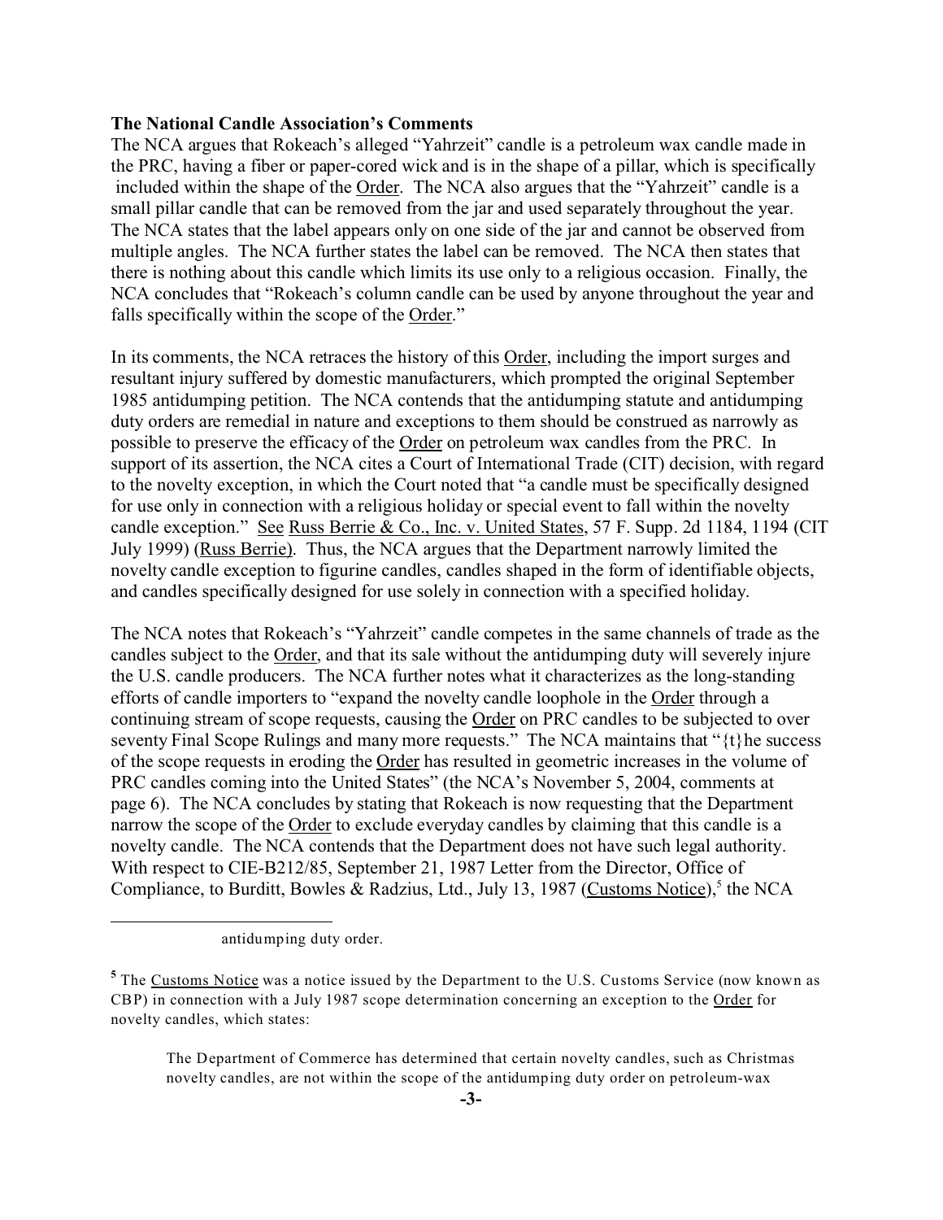**The National Candle Association's Comments**

The NCA argues that Rokeach's alleged "Yahrzeit" candle is a petroleum wax candle made in the PRC, having a fiber or paper-cored wick and is in the shape of a pillar, which is specifically included within the shape of the Order. The NCA also argues that the "Yahrzeit" candle is a small pillar candle that can be removed from the jar and used separately throughout the year. The NCA states that the label appears only on one side of the jar and cannot be observed from multiple angles. The NCA further states the label can be removed. The NCA then states that there is nothing about this candle which limits its use only to a religious occasion. Finally, the NCA concludes that "Rokeach's column candle can be used by anyone throughout the year and falls specifically within the scope of the Order."

In its comments, the NCA retraces the history of this Order, including the import surges and resultant injury suffered by domestic manufacturers, which prompted the original September 1985 antidumping petition. The NCA contends that the antidumping statute and antidumping duty orders are remedial in nature and exceptions to them should be construed as narrowly as possible to preserve the efficacy of the Order on petroleum wax candles from the PRC. In support of its assertion, the NCA cites a Court of International Trade (CIT) decision, with regard to the novelty exception, in which the Court noted that "a candle must be specifically designed for use only in connection with a religious holiday or special event to fall within the novelty candle exception." See Russ Berrie & Co., Inc. v. United States, 57 F. Supp. 2d 1184, 1194 (CIT July 1999) (Russ Berrie). Thus, the NCA argues that the Department narrowly limited the novelty candle exception to figurine candles, candles shaped in the form of identifiable objects, and candles specifically designed for use solely in connection with a specified holiday.

The NCA notes that Rokeach's "Yahrzeit" candle competes in the same channels of trade as the candles subject to the Order, and that its sale without the antidumping duty will severely injure the U.S. candle producers. The NCA further notes what it characterizes as the long-standing efforts of candle importers to "expand the novelty candle loophole in the Order through a continuing stream of scope requests, causing the Order on PRC candles to be subjected to over seventy Final Scope Rulings and many more requests." The NCA maintains that "{t}he success of the scope requests in eroding the Order has resulted in geometric increases in the volume of PRC candles coming into the United States" (the NCA's November 5, 2004, comments at page 6). The NCA concludes by stating that Rokeach is now requesting that the Department narrow the scope of the Order to exclude everyday candles by claiming that this candle is a novelty candle. The NCA contends that the Department does not have such legal authority. With respect to CIE-B212/85, September 21, 1987 Letter from the Director, Office of Compliance, to Burditt, Bowles & Radzius, Ltd., July 13, 1987 (Customs Notice),[5] the NCA

---

antidumping duty order.

[5] The Customs Notice was a notice issued by the Department to the U.S. Customs Service (now known as CBP) in connection with a July 1987 scope determination concerning an exception to the Order for novelty candles, which states:

> The Department of Commerce has determined that certain novelty candles, such as Christmas novelty candles, are not within the scope of the antidumping duty order on petroleum-wax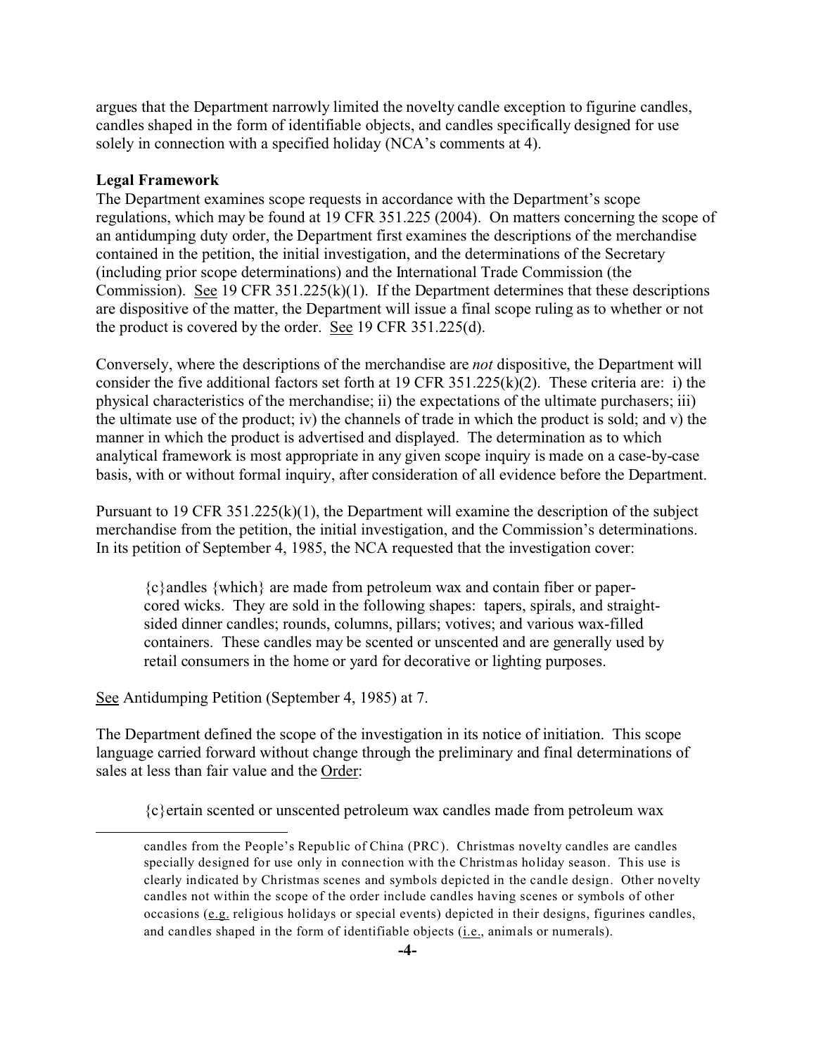argues that the Department narrowly limited the novelty candle exception to figurine candles, candles shaped in the form of identifiable objects, and candles specifically designed for use solely in connection with a specified holiday (NCA's comments at 4).

**Legal Framework**

The Department examines scope requests in accordance with the Department's scope regulations, which may be found at 19 CFR 351.225 (2004). On matters concerning the scope of an antidumping duty order, the Department first examines the descriptions of the merchandise contained in the petition, the initial investigation, and the determinations of the Secretary (including prior scope determinations) and the International Trade Commission (the Commission). See 19 CFR 351.225(k)(1). If the Department determines that these descriptions are dispositive of the matter, the Department will issue a final scope ruling as to whether or not the product is covered by the order. See 19 CFR 351.225(d).

Conversely, where the descriptions of the merchandise are *not* dispositive, the Department will consider the five additional factors set forth at 19 CFR 351.225(k)(2). These criteria are: i) the physical characteristics of the merchandise; ii) the expectations of the ultimate purchasers; iii) the ultimate use of the product; iv) the channels of trade in which the product is sold; and v) the manner in which the product is advertised and displayed. The determination as to which analytical framework is most appropriate in any given scope inquiry is made on a case-by-case basis, with or without formal inquiry, after consideration of all evidence before the Department.

Pursuant to 19 CFR 351.225(k)(1), the Department will examine the description of the subject merchandise from the petition, the initial investigation, and the Commission's determinations. In its petition of September 4, 1985, the NCA requested that the investigation cover:

> {c}andles {which} are made from petroleum wax and contain fiber or paper-cored wicks. They are sold in the following shapes: tapers, spirals, and straight-sided dinner candles; rounds, columns, pillars; votives; and various wax-filled containers. These candles may be scented or unscented and are generally used by retail consumers in the home or yard for decorative or lighting purposes.

See Antidumping Petition (September 4, 1985) at 7.

The Department defined the scope of the investigation in its notice of initiation. This scope language carried forward without change through the preliminary and final determinations of sales at less than fair value and the Order:

> {c}ertain scented or unscented petroleum wax candles made from petroleum wax

---

candles from the People's Republic of China (PRC). Christmas novelty candles are candles specially designed for use only in connection with the Christmas holiday season. This use is clearly indicated by Christmas scenes and symbols depicted in the candle design. Other novelty candles not within the scope of the order include candles having scenes or symbols of other occasions (e.g. religious holidays or special events) depicted in their designs, figurines candles, and candles shaped in the form of identifiable objects (i.e., animals or numerals).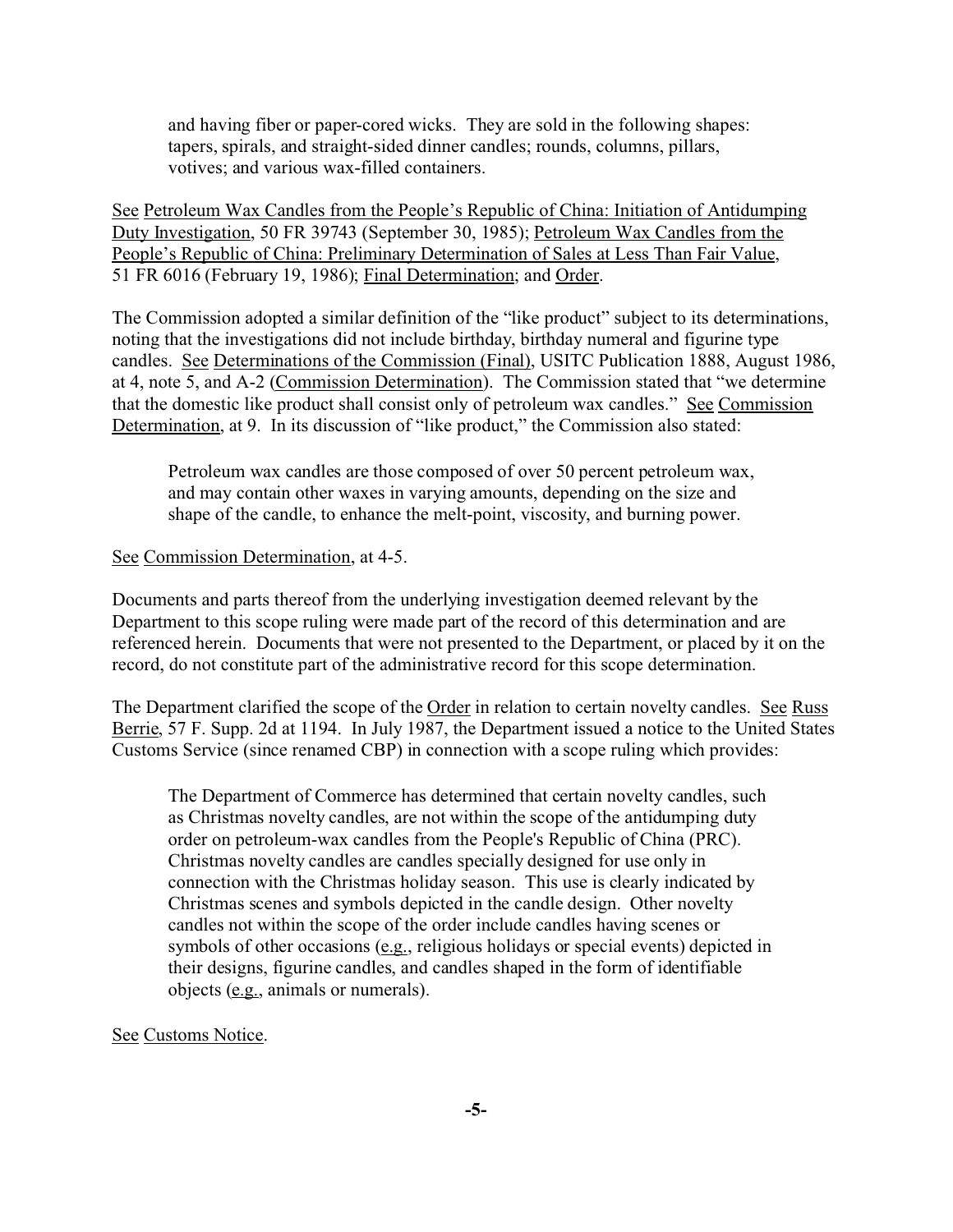> and having fiber or paper-cored wicks. They are sold in the following shapes: tapers, spirals, and straight-sided dinner candles; rounds, columns, pillars, votives; and various wax-filled containers.

See Petroleum Wax Candles from the People's Republic of China: Initiation of Antidumping Duty Investigation, 50 FR 39743 (September 30, 1985); Petroleum Wax Candles from the People's Republic of China: Preliminary Determination of Sales at Less Than Fair Value, 51 FR 6016 (February 19, 1986); Final Determination; and Order.

The Commission adopted a similar definition of the "like product" subject to its determinations, noting that the investigations did not include birthday, birthday numeral and figurine type candles. See Determinations of the Commission (Final), USITC Publication 1888, August 1986, at 4, note 5, and A-2 (Commission Determination). The Commission stated that "we determine that the domestic like product shall consist only of petroleum wax candles." See Commission Determination, at 9. In its discussion of "like product," the Commission also stated:

> Petroleum wax candles are those composed of over 50 percent petroleum wax, and may contain other waxes in varying amounts, depending on the size and shape of the candle, to enhance the melt-point, viscosity, and burning power.

See Commission Determination, at 4-5.

Documents and parts thereof from the underlying investigation deemed relevant by the Department to this scope ruling were made part of the record of this determination and are referenced herein. Documents that were not presented to the Department, or placed by it on the record, do not constitute part of the administrative record for this scope determination.

The Department clarified the scope of the Order in relation to certain novelty candles. See Russ Berrie, 57 F. Supp. 2d at 1194. In July 1987, the Department issued a notice to the United States Customs Service (since renamed CBP) in connection with a scope ruling which provides:

> The Department of Commerce has determined that certain novelty candles, such as Christmas novelty candles, are not within the scope of the antidumping duty order on petroleum-wax candles from the People's Republic of China (PRC). Christmas novelty candles are candles specially designed for use only in connection with the Christmas holiday season. This use is clearly indicated by Christmas scenes and symbols depicted in the candle design. Other novelty candles not within the scope of the order include candles having scenes or symbols of other occasions (e.g., religious holidays or special events) depicted in their designs, figurine candles, and candles shaped in the form of identifiable objects (e.g., animals or numerals).

See Customs Notice.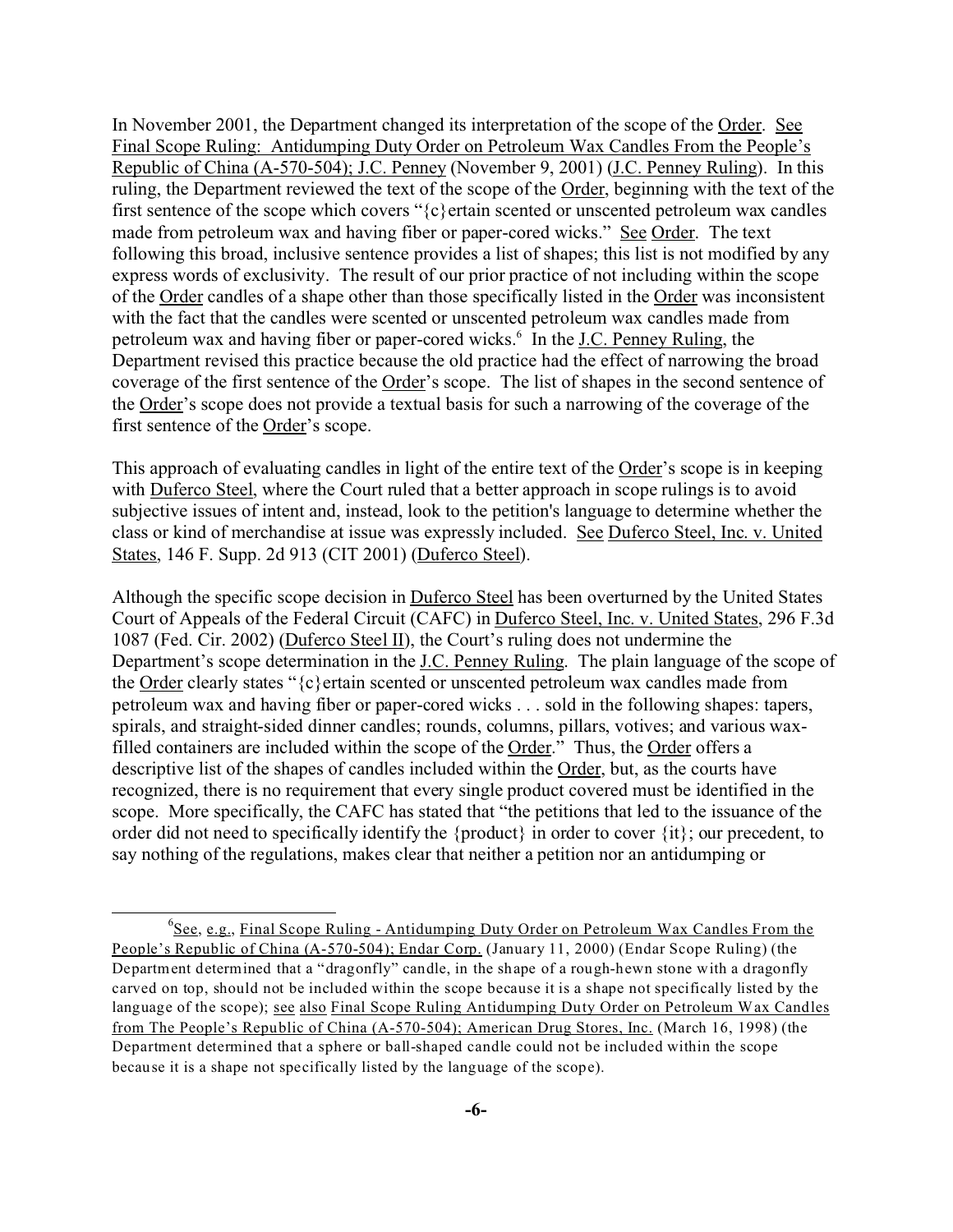In November 2001, the Department changed its interpretation of the scope of the Order. See Final Scope Ruling: Antidumping Duty Order on Petroleum Wax Candles From the People's Republic of China (A-570-504); J.C. Penney (November 9, 2001) (J.C. Penney Ruling). In this ruling, the Department reviewed the text of the scope of the Order, beginning with the text of the first sentence of the scope which covers "{c}ertain scented or unscented petroleum wax candles made from petroleum wax and having fiber or paper-cored wicks." See Order. The text following this broad, inclusive sentence provides a list of shapes; this list is not modified by any express words of exclusivity. The result of our prior practice of not including within the scope of the Order candles of a shape other than those specifically listed in the Order was inconsistent with the fact that the candles were scented or unscented petroleum wax candles made from petroleum wax and having fiber or paper-cored wicks.[6] In the J.C. Penney Ruling, the Department revised this practice because the old practice had the effect of narrowing the broad coverage of the first sentence of the Order's scope. The list of shapes in the second sentence of the Order's scope does not provide a textual basis for such a narrowing of the coverage of the first sentence of the Order's scope.

This approach of evaluating candles in light of the entire text of the Order's scope is in keeping with Duferco Steel, where the Court ruled that a better approach in scope rulings is to avoid subjective issues of intent and, instead, look to the petition's language to determine whether the class or kind of merchandise at issue was expressly included. See Duferco Steel, Inc. v. United States, 146 F. Supp. 2d 913 (CIT 2001) (Duferco Steel).

Although the specific scope decision in Duferco Steel has been overturned by the United States Court of Appeals of the Federal Circuit (CAFC) in Duferco Steel, Inc. v. United States, 296 F.3d 1087 (Fed. Cir. 2002) (Duferco Steel II), the Court's ruling does not undermine the Department's scope determination in the J.C. Penney Ruling. The plain language of the scope of the Order clearly states "{c}ertain scented or unscented petroleum wax candles made from petroleum wax and having fiber or paper-cored wicks . . . sold in the following shapes: tapers, spirals, and straight-sided dinner candles; rounds, columns, pillars, votives; and various wax-filled containers are included within the scope of the Order." Thus, the Order offers a descriptive list of the shapes of candles included within the Order, but, as the courts have recognized, there is no requirement that every single product covered must be identified in the scope. More specifically, the CAFC has stated that "the petitions that led to the issuance of the order did not need to specifically identify the {product} in order to cover {it}; our precedent, to say nothing of the regulations, makes clear that neither a petition nor an antidumping or

---

[6] See, e.g., Final Scope Ruling - Antidumping Duty Order on Petroleum Wax Candles From the People's Republic of China (A-570-504); Endar Corp. (January 11, 2000) (Endar Scope Ruling) (the Department determined that a "dragonfly" candle, in the shape of a rough-hewn stone with a dragonfly carved on top, should not be included within the scope because it is a shape not specifically listed by the language of the scope); see also Final Scope Ruling Antidumping Duty Order on Petroleum Wax Candles from The People's Republic of China (A-570-504); American Drug Stores, Inc. (March 16, 1998) (the Department determined that a sphere or ball-shaped candle could not be included within the scope because it is a shape not specifically listed by the language of the scope).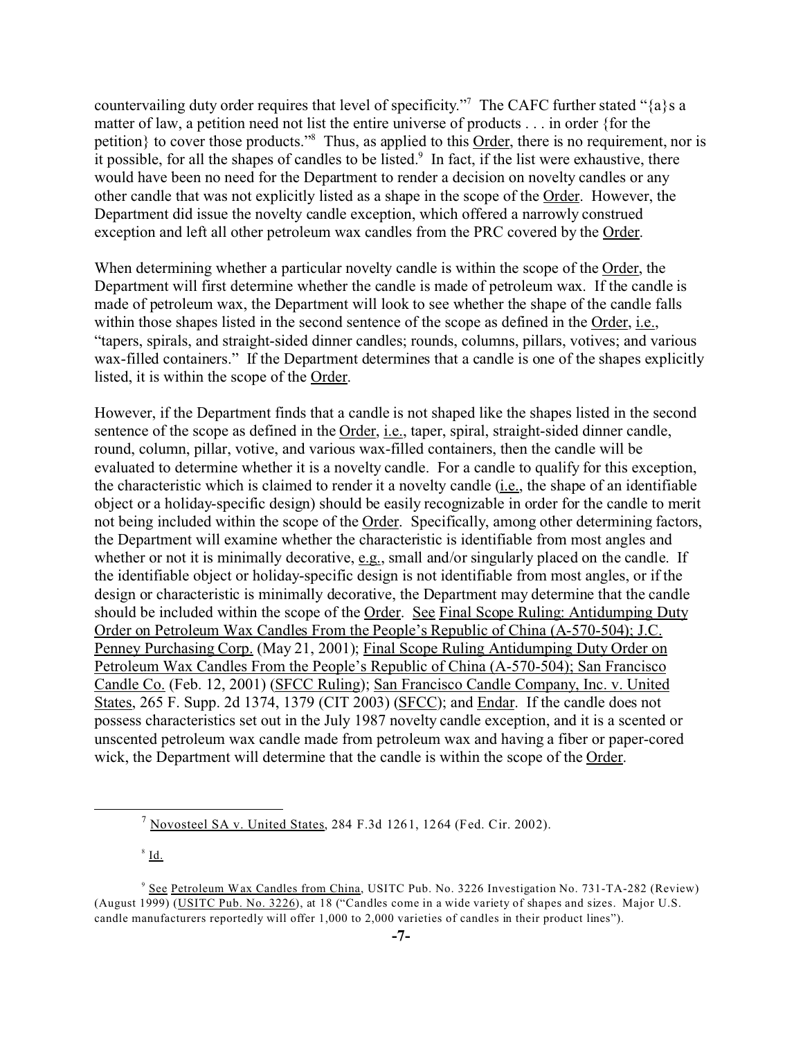countervailing duty order requires that level of specificity."[7] The CAFC further stated "{a}s a matter of law, a petition need not list the entire universe of products . . . in order {for the petition} to cover those products."[8] Thus, as applied to this Order, there is no requirement, nor is it possible, for all the shapes of candles to be listed.[9] In fact, if the list were exhaustive, there would have been no need for the Department to render a decision on novelty candles or any other candle that was not explicitly listed as a shape in the scope of the Order. However, the Department did issue the novelty candle exception, which offered a narrowly construed exception and left all other petroleum wax candles from the PRC covered by the Order.

When determining whether a particular novelty candle is within the scope of the Order, the Department will first determine whether the candle is made of petroleum wax. If the candle is made of petroleum wax, the Department will look to see whether the shape of the candle falls within those shapes listed in the second sentence of the scope as defined in the Order, i.e., "tapers, spirals, and straight-sided dinner candles; rounds, columns, pillars, votives; and various wax-filled containers." If the Department determines that a candle is one of the shapes explicitly listed, it is within the scope of the Order.

However, if the Department finds that a candle is not shaped like the shapes listed in the second sentence of the scope as defined in the Order, i.e., taper, spiral, straight-sided dinner candle, round, column, pillar, votive, and various wax-filled containers, then the candle will be evaluated to determine whether it is a novelty candle. For a candle to qualify for this exception, the characteristic which is claimed to render it a novelty candle (i.e., the shape of an identifiable object or a holiday-specific design) should be easily recognizable in order for the candle to merit not being included within the scope of the Order. Specifically, among other determining factors, the Department will examine whether the characteristic is identifiable from most angles and whether or not it is minimally decorative, e.g., small and/or singularly placed on the candle. If the identifiable object or holiday-specific design is not identifiable from most angles, or if the design or characteristic is minimally decorative, the Department may determine that the candle should be included within the scope of the Order. See Final Scope Ruling: Antidumping Duty Order on Petroleum Wax Candles From the People's Republic of China (A-570-504); J.C. Penney Purchasing Corp. (May 21, 2001); Final Scope Ruling Antidumping Duty Order on Petroleum Wax Candles From the People's Republic of China (A-570-504); San Francisco Candle Co. (Feb. 12, 2001) (SFCC Ruling); San Francisco Candle Company, Inc. v. United States, 265 F. Supp. 2d 1374, 1379 (CIT 2003) (SFCC); and Endar. If the candle does not possess characteristics set out in the July 1987 novelty candle exception, and it is a scented or unscented petroleum wax candle made from petroleum wax and having a fiber or paper-cored wick, the Department will determine that the candle is within the scope of the Order.

---

[7] Novosteel SA v. United States, 284 F.3d 1261, 1264 (Fed. Cir. 2002).

[8] Id.

[9] See Petroleum Wax Candles from China, USITC Pub. No. 3226 Investigation No. 731-TA-282 (Review) (August 1999) (USITC Pub. No. 3226), at 18 ("Candles come in a wide variety of shapes and sizes. Major U.S. candle manufacturers reportedly will offer 1,000 to 2,000 varieties of candles in their product lines").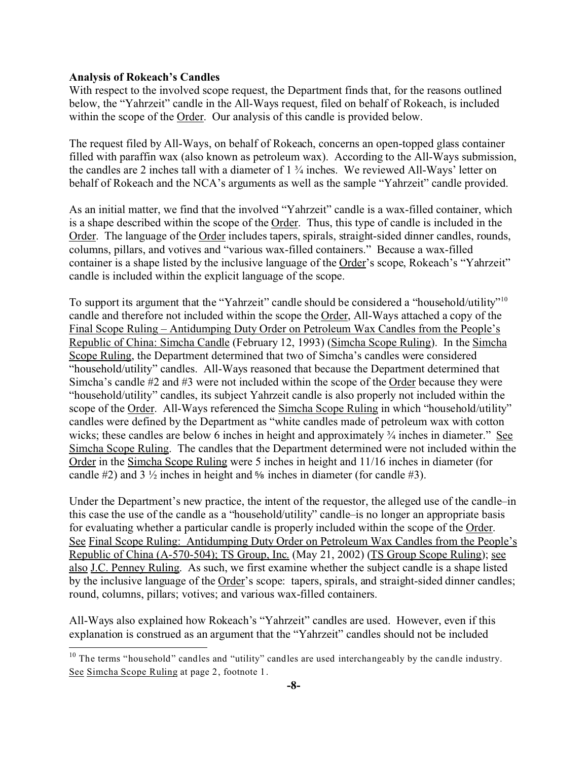**Analysis of Rokeach's Candles**

With respect to the involved scope request, the Department finds that, for the reasons outlined below, the "Yahrzeit" candle in the All-Ways request, filed on behalf of Rokeach, is included within the scope of the Order. Our analysis of this candle is provided below.

The request filed by All-Ways, on behalf of Rokeach, concerns an open-topped glass container filled with paraffin wax (also known as petroleum wax). According to the All-Ways submission, the candles are 2 inches tall with a diameter of 1 ¾ inches. We reviewed All-Ways' letter on behalf of Rokeach and the NCA's arguments as well as the sample "Yahrzeit" candle provided.

As an initial matter, we find that the involved "Yahrzeit" candle is a wax-filled container, which is a shape described within the scope of the Order. Thus, this type of candle is included in the Order. The language of the Order includes tapers, spirals, straight-sided dinner candles, rounds, columns, pillars, and votives and "various wax-filled containers." Because a wax-filled container is a shape listed by the inclusive language of the Order's scope, Rokeach's "Yahrzeit" candle is included within the explicit language of the scope.

To support its argument that the "Yahrzeit" candle should be considered a "household/utility"[10] candle and therefore not included within the scope the Order, All-Ways attached a copy of the Final Scope Ruling – Antidumping Duty Order on Petroleum Wax Candles from the People's Republic of China: Simcha Candle (February 12, 1993) (Simcha Scope Ruling). In the Simcha Scope Ruling, the Department determined that two of Simcha's candles were considered "household/utility" candles. All-Ways reasoned that because the Department determined that Simcha's candle #2 and #3 were not included within the scope of the Order because they were "household/utility" candles, its subject Yahrzeit candle is also properly not included within the scope of the Order. All-Ways referenced the Simcha Scope Ruling in which "household/utility" candles were defined by the Department as "white candles made of petroleum wax with cotton wicks; these candles are below 6 inches in height and approximately ¾ inches in diameter." See Simcha Scope Ruling. The candles that the Department determined were not included within the Order in the Simcha Scope Ruling were 5 inches in height and 11/16 inches in diameter (for candle #2) and 3 ½ inches in height and ⅝ inches in diameter (for candle #3).

Under the Department's new practice, the intent of the requestor, the alleged use of the candle–in this case the use of the candle as a "household/utility" candle–is no longer an appropriate basis for evaluating whether a particular candle is properly included within the scope of the Order. See Final Scope Ruling: Antidumping Duty Order on Petroleum Wax Candles from the People's Republic of China (A-570-504); TS Group, Inc. (May 21, 2002) (TS Group Scope Ruling); see also J.C. Penney Ruling. As such, we first examine whether the subject candle is a shape listed by the inclusive language of the Order's scope: tapers, spirals, and straight-sided dinner candles; round, columns, pillars; votives; and various wax-filled containers.

All-Ways also explained how Rokeach's "Yahrzeit" candles are used. However, even if this explanation is construed as an argument that the "Yahrzeit" candles should not be included

[10] The terms "household" candles and "utility" candles are used interchangeably by the candle industry. See Simcha Scope Ruling at page 2, footnote 1.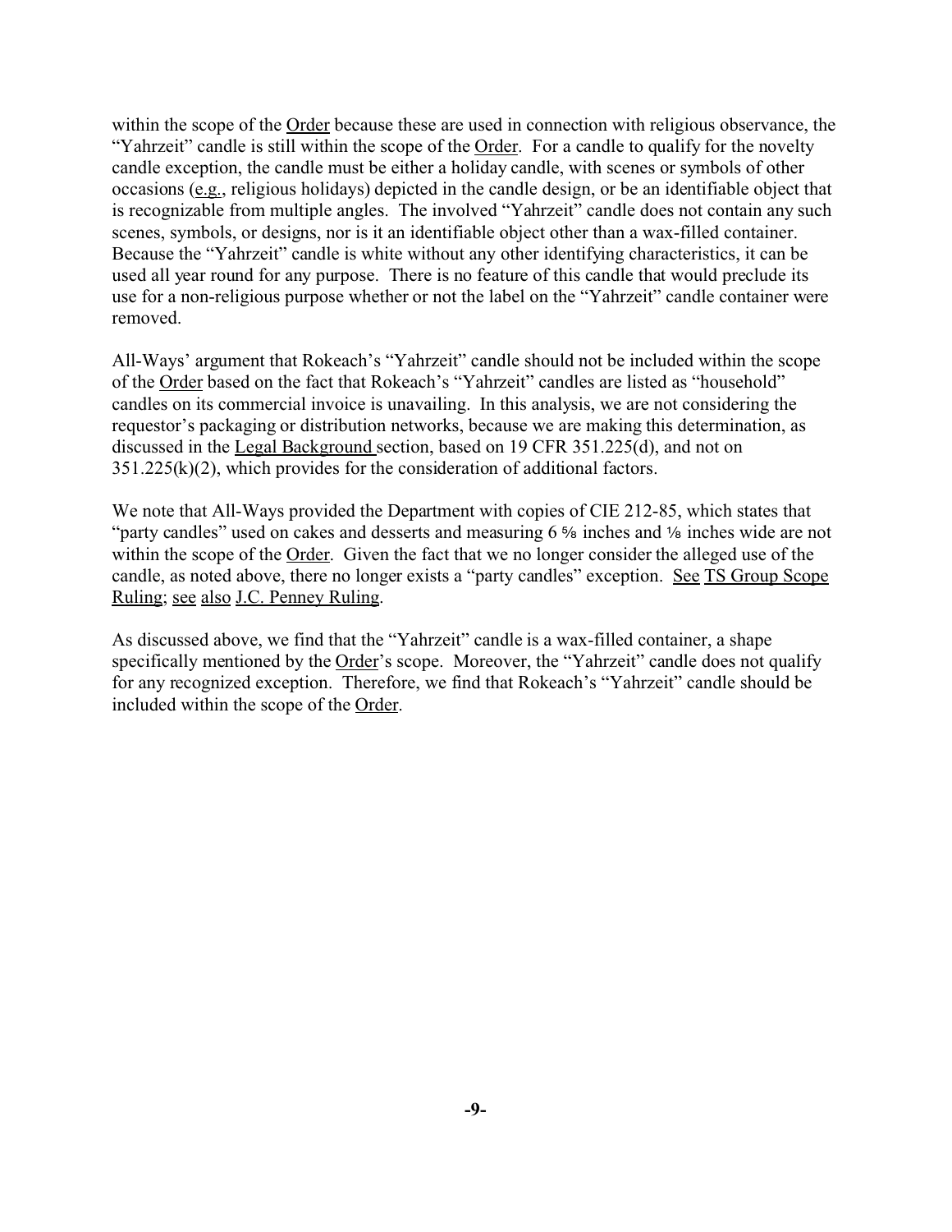within the scope of the Order because these are used in connection with religious observance, the "Yahrzeit" candle is still within the scope of the Order. For a candle to qualify for the novelty candle exception, the candle must be either a holiday candle, with scenes or symbols of other occasions (e.g., religious holidays) depicted in the candle design, or be an identifiable object that is recognizable from multiple angles. The involved "Yahrzeit" candle does not contain any such scenes, symbols, or designs, nor is it an identifiable object other than a wax-filled container. Because the "Yahrzeit" candle is white without any other identifying characteristics, it can be used all year round for any purpose. There is no feature of this candle that would preclude its use for a non-religious purpose whether or not the label on the "Yahrzeit" candle container were removed.

All-Ways' argument that Rokeach's "Yahrzeit" candle should not be included within the scope of the Order based on the fact that Rokeach's "Yahrzeit" candles are listed as "household" candles on its commercial invoice is unavailing. In this analysis, we are not considering the requestor's packaging or distribution networks, because we are making this determination, as discussed in the Legal Background section, based on 19 CFR 351.225(d), and not on 351.225(k)(2), which provides for the consideration of additional factors.

We note that All-Ways provided the Department with copies of CIE 212-85, which states that "party candles" used on cakes and desserts and measuring 6 ⅝ inches and ⅛ inches wide are not within the scope of the Order. Given the fact that we no longer consider the alleged use of the candle, as noted above, there no longer exists a "party candles" exception. See TS Group Scope Ruling; see also J.C. Penney Ruling.

As discussed above, we find that the "Yahrzeit" candle is a wax-filled container, a shape specifically mentioned by the Order's scope. Moreover, the "Yahrzeit" candle does not qualify for any recognized exception. Therefore, we find that Rokeach's "Yahrzeit" candle should be included within the scope of the Order.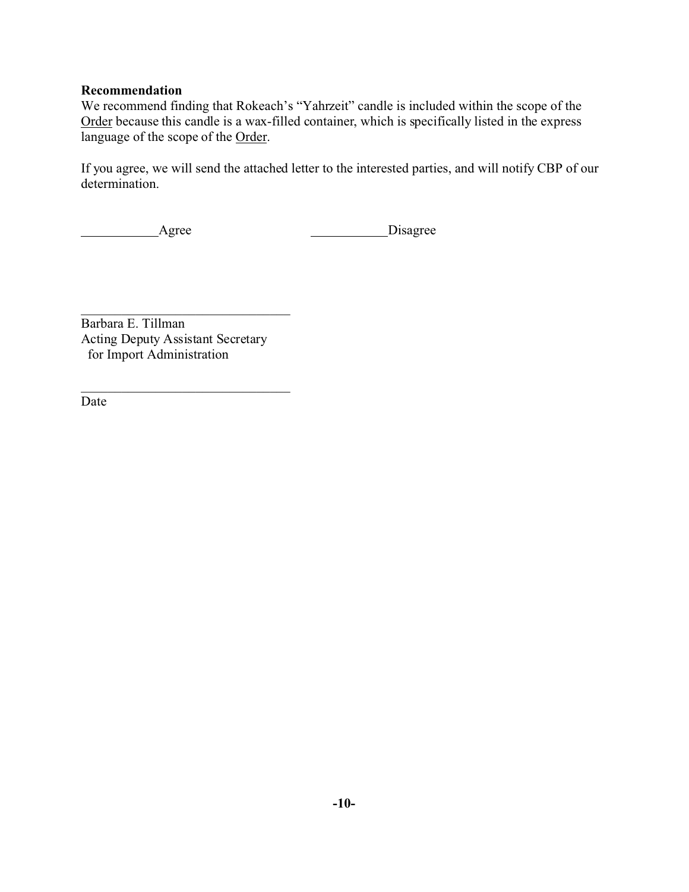**Recommendation**

We recommend finding that Rokeach's "Yahrzeit" candle is included within the scope of the Order because this candle is a wax-filled container, which is specifically listed in the express language of the scope of the Order.

If you agree, we will send the attached letter to the interested parties, and will notify CBP of our determination.

\_\_\_\_\_\_\_\_\_\_\_Agree                    \_\_\_\_\_\_\_\_\_\_\_Disagree

\_\_\_\_\_\_\_\_\_\_\_\_\_\_\_\_\_\_\_\_\_\_\_\_\_\_\_\_\_\_

Barbara E. Tillman  
Acting Deputy Assistant Secretary  
for Import Administration

\_\_\_\_\_\_\_\_\_\_\_\_\_\_\_\_\_\_\_\_\_\_\_\_\_\_\_\_\_\_

Date